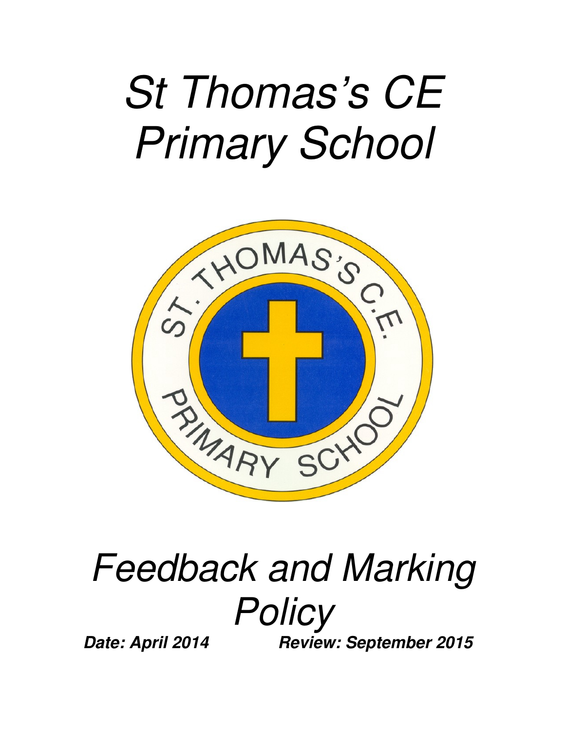# *St Thomas's CE Primary School*

# *Feedback and Marking Policy*

***Date: April 2014*** ***Review: September 2015***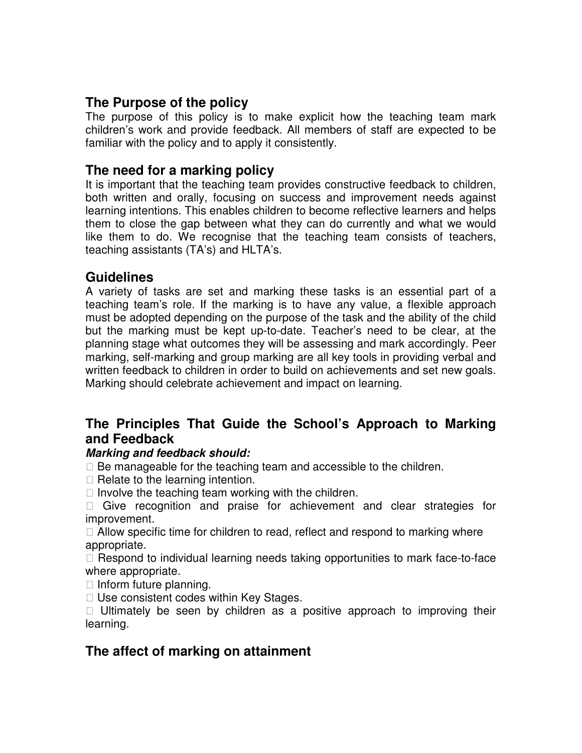## The Purpose of the policy

The purpose of this policy is to make explicit how the teaching team mark children's work and provide feedback. All members of staff are expected to be familiar with the policy and to apply it consistently.

## The need for a marking policy

It is important that the teaching team provides constructive feedback to children, both written and orally, focusing on success and improvement needs against learning intentions. This enables children to become reflective learners and helps them to close the gap between what they can do currently and what we would like them to do. We recognise that the teaching team consists of teachers, teaching assistants (TA's) and HLTA's.

## Guidelines

A variety of tasks are set and marking these tasks is an essential part of a teaching team's role. If the marking is to have any value, a flexible approach must be adopted depending on the purpose of the task and the ability of the child but the marking must be kept up-to-date. Teacher's need to be clear, at the planning stage what outcomes they will be assessing and mark accordingly. Peer marking, self-marking and group marking are all key tools in providing verbal and written feedback to children in order to build on achievements and set new goals. Marking should celebrate achievement and impact on learning.

## The Principles That Guide the School's Approach to Marking and Feedback

***Marking and feedback should:***

- Be manageable for the teaching team and accessible to the children.
- Relate to the learning intention.
- Involve the teaching team working with the children.
- Give recognition and praise for achievement and clear strategies for improvement.
- Allow specific time for children to read, reflect and respond to marking where appropriate.
- Respond to individual learning needs taking opportunities to mark face-to-face where appropriate.
- Inform future planning.
- Use consistent codes within Key Stages.
- Ultimately be seen by children as a positive approach to improving their learning.

## The affect of marking on attainment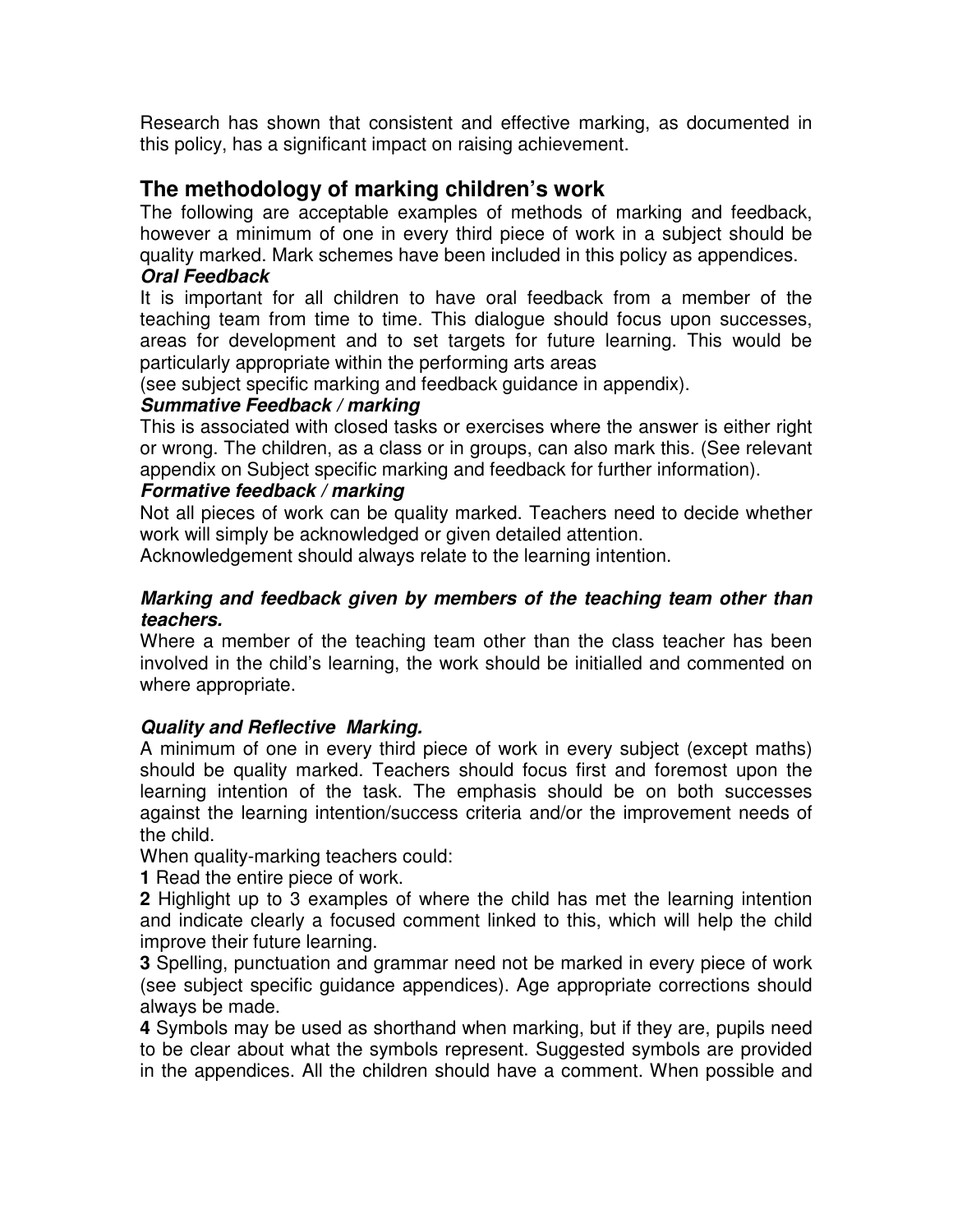Research has shown that consistent and effective marking, as documented in this policy, has a significant impact on raising achievement.

## The methodology of marking children's work

The following are acceptable examples of methods of marking and feedback, however a minimum of one in every third piece of work in a subject should be quality marked. Mark schemes have been included in this policy as appendices.

***Oral Feedback***

It is important for all children to have oral feedback from a member of the teaching team from time to time. This dialogue should focus upon successes, areas for development and to set targets for future learning. This would be particularly appropriate within the performing arts areas
(see subject specific marking and feedback guidance in appendix).

***Summative Feedback / marking***

This is associated with closed tasks or exercises where the answer is either right or wrong. The children, as a class or in groups, can also mark this. (See relevant appendix on Subject specific marking and feedback for further information).

***Formative feedback / marking***

Not all pieces of work can be quality marked. Teachers need to decide whether work will simply be acknowledged or given detailed attention.
Acknowledgement should always relate to the learning intention.

***Marking and feedback given by members of the teaching team other than teachers.***

Where a member of the teaching team other than the class teacher has been involved in the child's learning, the work should be initialled and commented on where appropriate.

***Quality and Reflective Marking.***

A minimum of one in every third piece of work in every subject (except maths) should be quality marked. Teachers should focus first and foremost upon the learning intention of the task. The emphasis should be on both successes against the learning intention/success criteria and/or the improvement needs of the child.

When quality-marking teachers could:

**1** Read the entire piece of work.

**2** Highlight up to 3 examples of where the child has met the learning intention and indicate clearly a focused comment linked to this, which will help the child improve their future learning.

**3** Spelling, punctuation and grammar need not be marked in every piece of work (see subject specific guidance appendices). Age appropriate corrections should always be made.

**4** Symbols may be used as shorthand when marking, but if they are, pupils need to be clear about what the symbols represent. Suggested symbols are provided in the appendices. All the children should have a comment. When possible and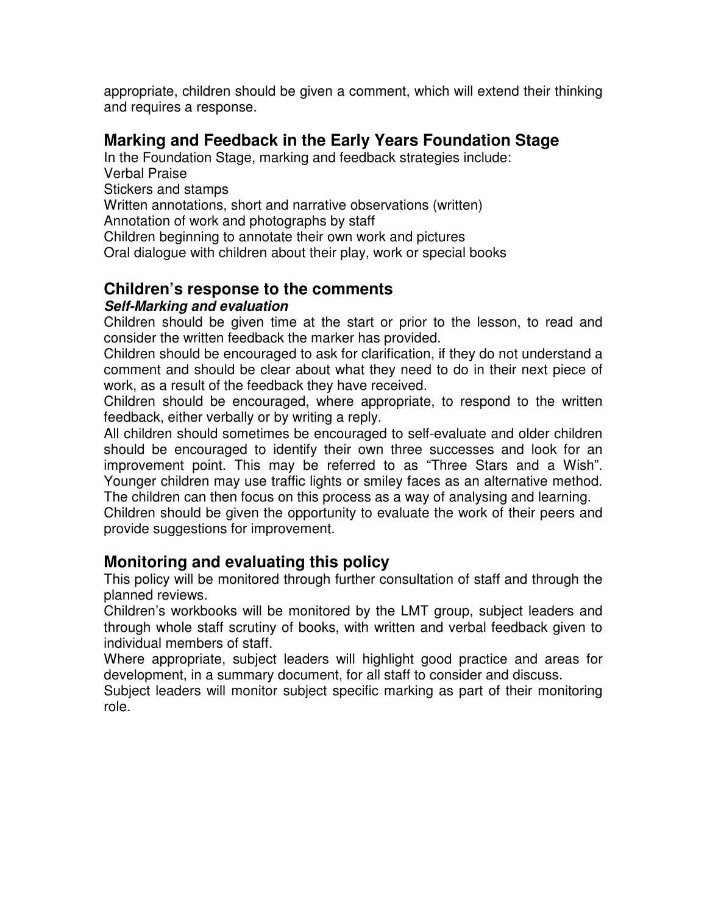appropriate, children should be given a comment, which will extend their thinking and requires a response.

## Marking and Feedback in the Early Years Foundation Stage

In the Foundation Stage, marking and feedback strategies include:
Verbal Praise
Stickers and stamps
Written annotations, short and narrative observations (written)
Annotation of work and photographs by staff
Children beginning to annotate their own work and pictures
Oral dialogue with children about their play, work or special books

## Children's response to the comments

***Self-Marking and evaluation***

Children should be given time at the start or prior to the lesson, to read and consider the written feedback the marker has provided.

Children should be encouraged to ask for clarification, if they do not understand a comment and should be clear about what they need to do in their next piece of work, as a result of the feedback they have received.

Children should be encouraged, where appropriate, to respond to the written feedback, either verbally or by writing a reply.

All children should sometimes be encouraged to self-evaluate and older children should be encouraged to identify their own three successes and look for an improvement point. This may be referred to as "Three Stars and a Wish". Younger children may use traffic lights or smiley faces as an alternative method. The children can then focus on this process as a way of analysing and learning.

Children should be given the opportunity to evaluate the work of their peers and provide suggestions for improvement.

## Monitoring and evaluating this policy

This policy will be monitored through further consultation of staff and through the planned reviews.

Children's workbooks will be monitored by the LMT group, subject leaders and through whole staff scrutiny of books, with written and verbal feedback given to individual members of staff.

Where appropriate, subject leaders will highlight good practice and areas for development, in a summary document, for all staff to consider and discuss.

Subject leaders will monitor subject specific marking as part of their monitoring role.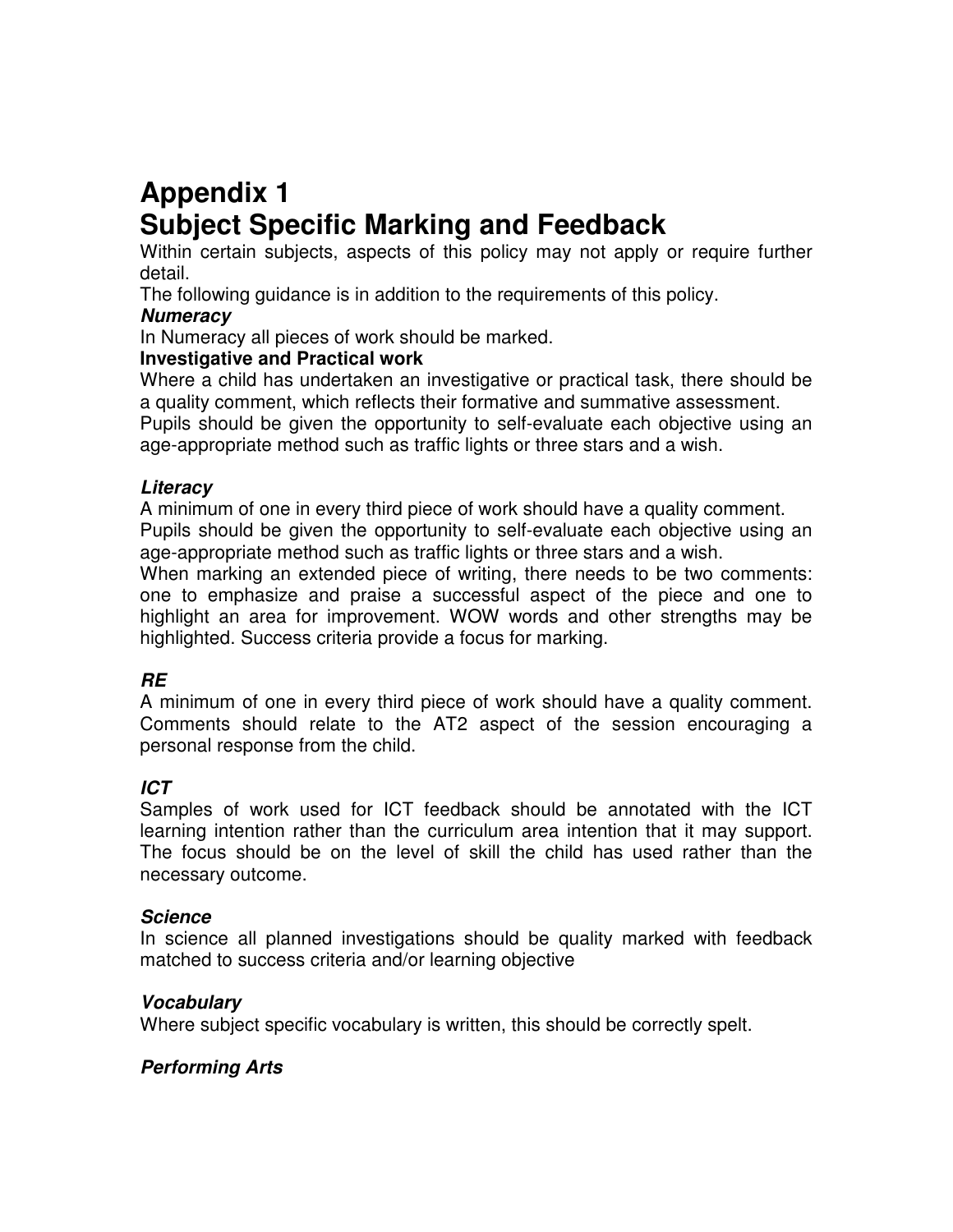# Appendix 1
# Subject Specific Marking and Feedback

Within certain subjects, aspects of this policy may not apply or require further detail.
The following guidance is in addition to the requirements of this policy.

***Numeracy***

In Numeracy all pieces of work should be marked.

**Investigative and Practical work**

Where a child has undertaken an investigative or practical task, there should be a quality comment, which reflects their formative and summative assessment.
Pupils should be given the opportunity to self-evaluate each objective using an age-appropriate method such as traffic lights or three stars and a wish.

***Literacy***

A minimum of one in every third piece of work should have a quality comment.
Pupils should be given the opportunity to self-evaluate each objective using an age-appropriate method such as traffic lights or three stars and a wish.
When marking an extended piece of writing, there needs to be two comments: one to emphasize and praise a successful aspect of the piece and one to highlight an area for improvement. WOW words and other strengths may be highlighted. Success criteria provide a focus for marking.

***RE***

A minimum of one in every third piece of work should have a quality comment. Comments should relate to the AT2 aspect of the session encouraging a personal response from the child.

***ICT***

Samples of work used for ICT feedback should be annotated with the ICT learning intention rather than the curriculum area intention that it may support. The focus should be on the level of skill the child has used rather than the necessary outcome.

***Science***

In science all planned investigations should be quality marked with feedback matched to success criteria and/or learning objective

***Vocabulary***

Where subject specific vocabulary is written, this should be correctly spelt.

***Performing Arts***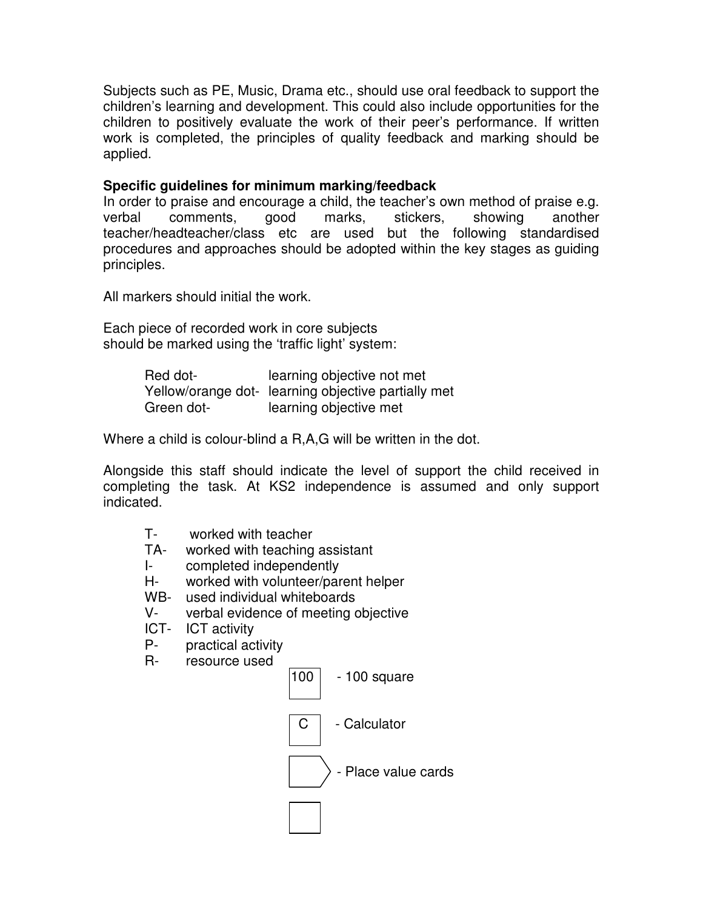Subjects such as PE, Music, Drama etc., should use oral feedback to support the children's learning and development. This could also include opportunities for the children to positively evaluate the work of their peer's performance. If written work is completed, the principles of quality feedback and marking should be applied.

**Specific guidelines for minimum marking/feedback**

In order to praise and encourage a child, the teacher's own method of praise e.g. verbal comments, good marks, stickers, showing another teacher/headteacher/class etc are used but the following standardised procedures and approaches should be adopted within the key stages as guiding principles.

All markers should initial the work.

Each piece of recorded work in core subjects should be marked using the 'traffic light' system:

- Red dot- learning objective not met
- Yellow/orange dot- learning objective partially met
- Green dot- learning objective met

Where a child is colour-blind a R,A,G will be written in the dot.

Alongside this staff should indicate the level of support the child received in completing the task. At KS2 independence is assumed and only support indicated.

- T- worked with teacher
- TA- worked with teaching assistant
- I- completed independently
- H- worked with volunteer/parent helper
- WB- used individual whiteboards
- V- verbal evidence of meeting objective
- ICT- ICT activity
- P- practical activity
- R- resource used
  - [100] - 100 square
  - [C] - Calculator
  - [ ] - Place value cards
  - [ ]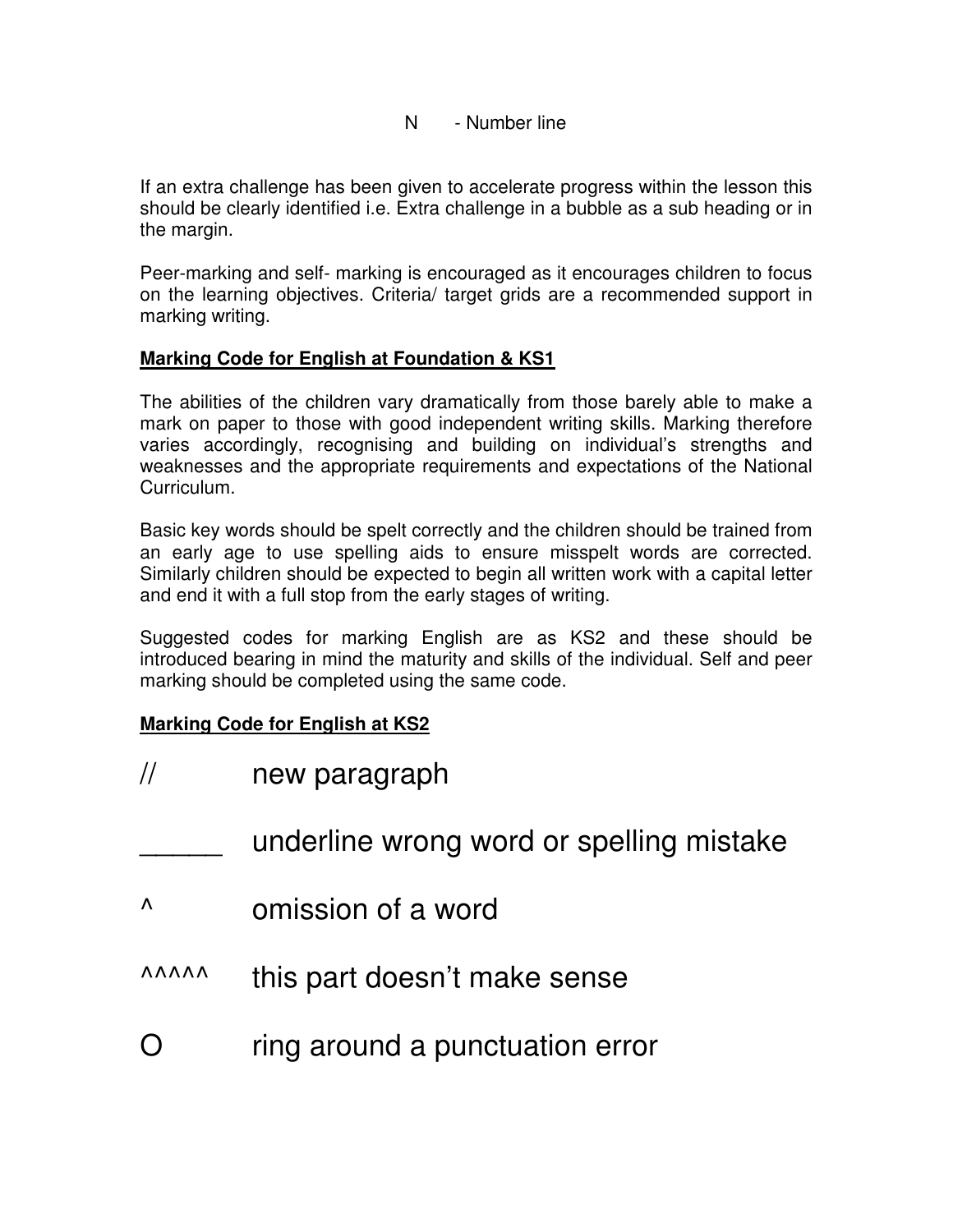N - Number line

If an extra challenge has been given to accelerate progress within the lesson this should be clearly identified i.e. Extra challenge in a bubble as a sub heading or in the margin.

Peer-marking and self- marking is encouraged as it encourages children to focus on the learning objectives. Criteria/ target grids are a recommended support in marking writing.

**Marking Code for English at Foundation & KS1**

The abilities of the children vary dramatically from those barely able to make a mark on paper to those with good independent writing skills. Marking therefore varies accordingly, recognising and building on individual's strengths and weaknesses and the appropriate requirements and expectations of the National Curriculum.

Basic key words should be spelt correctly and the children should be trained from an early age to use spelling aids to ensure misspelt words are corrected. Similarly children should be expected to begin all written work with a capital letter and end it with a full stop from the early stages of writing.

Suggested codes for marking English are as KS2 and these should be introduced bearing in mind the maturity and skills of the individual. Self and peer marking should be completed using the same code.

**Marking Code for English at KS2**

| Code | Meaning |
|---|---|
| // | new paragraph |
| _____ | underline wrong word or spelling mistake |
| ^ | omission of a word |
| ^^^^^ | this part doesn't make sense |
| O | ring around a punctuation error |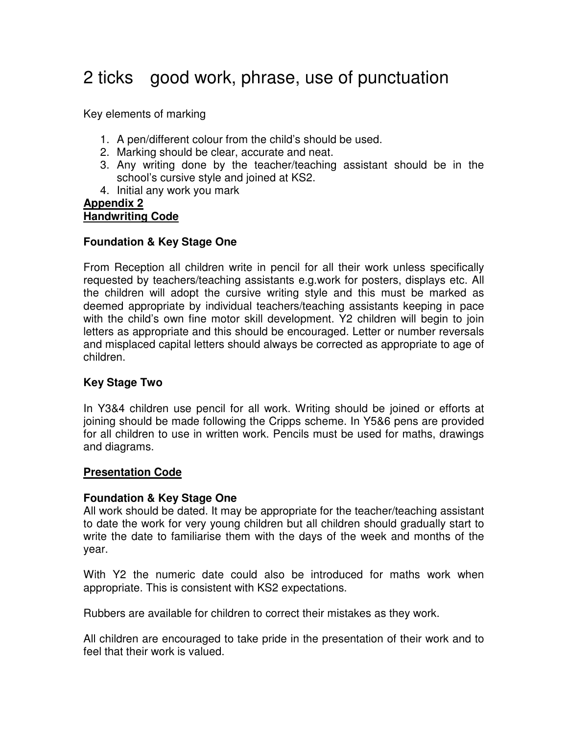2 ticks good work, phrase, use of punctuation

Key elements of marking

1. A pen/different colour from the child's should be used.
2. Marking should be clear, accurate and neat.
3. Any writing done by the teacher/teaching assistant should be in the school's cursive style and joined at KS2.
4. Initial any work you mark

**Appendix 2**
**Handwriting Code**

**Foundation & Key Stage One**

From Reception all children write in pencil for all their work unless specifically requested by teachers/teaching assistants e.g.work for posters, displays etc. All the children will adopt the cursive writing style and this must be marked as deemed appropriate by individual teachers/teaching assistants keeping in pace with the child's own fine motor skill development. Y2 children will begin to join letters as appropriate and this should be encouraged. Letter or number reversals and misplaced capital letters should always be corrected as appropriate to age of children.

**Key Stage Two**

In Y3&4 children use pencil for all work. Writing should be joined or efforts at joining should be made following the Cripps scheme. In Y5&6 pens are provided for all children to use in written work. Pencils must be used for maths, drawings and diagrams.

**Presentation Code**

**Foundation & Key Stage One**

All work should be dated. It may be appropriate for the teacher/teaching assistant to date the work for very young children but all children should gradually start to write the date to familiarise them with the days of the week and months of the year.

With Y2 the numeric date could also be introduced for maths work when appropriate. This is consistent with KS2 expectations.

Rubbers are available for children to correct their mistakes as they work.

All children are encouraged to take pride in the presentation of their work and to feel that their work is valued.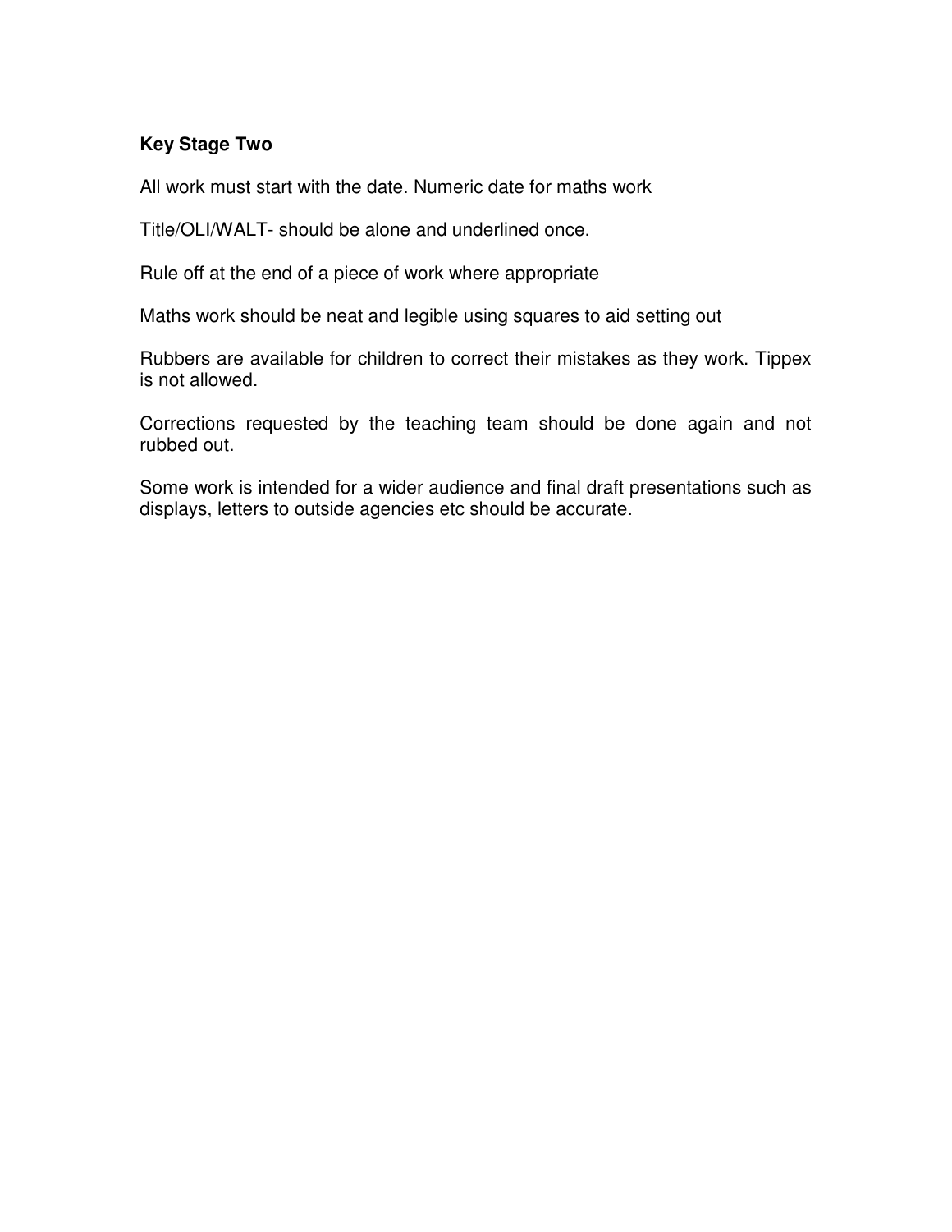**Key Stage Two**

All work must start with the date. Numeric date for maths work

Title/OLI/WALT- should be alone and underlined once.

Rule off at the end of a piece of work where appropriate

Maths work should be neat and legible using squares to aid setting out

Rubbers are available for children to correct their mistakes as they work. Tippex is not allowed.

Corrections requested by the teaching team should be done again and not rubbed out.

Some work is intended for a wider audience and final draft presentations such as displays, letters to outside agencies etc should be accurate.